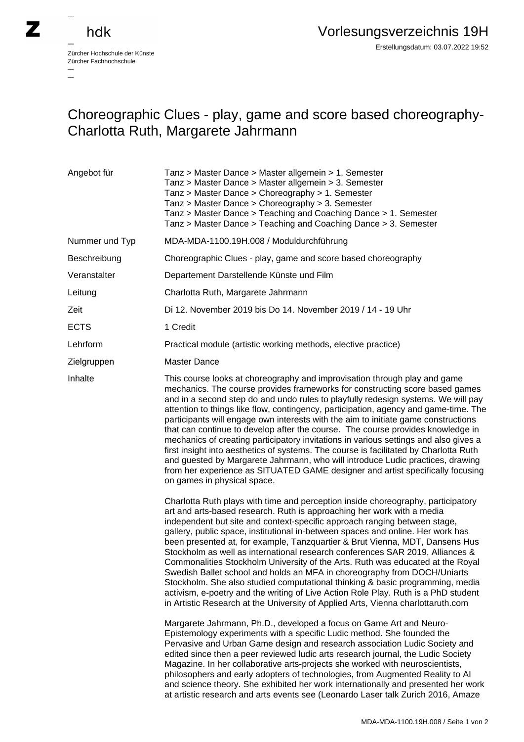Zürcher Hochschule der Künste
Zürcher Fachhochschule

# Vorlesungsverzeichnis 19H

Erstellungsdatum: 03.07.2022 19:52

## Choreographic Clues - play, game and score based choreography- Charlotta Ruth, Margarete Jahrmann

| | |
|---|---|
| Angebot für | Tanz > Master Dance > Master allgemein > 1. Semester<br>Tanz > Master Dance > Master allgemein > 3. Semester<br>Tanz > Master Dance > Choreography > 1. Semester<br>Tanz > Master Dance > Choreography > 3. Semester<br>Tanz > Master Dance > Teaching and Coaching Dance > 1. Semester<br>Tanz > Master Dance > Teaching and Coaching Dance > 3. Semester |
| Nummer und Typ | MDA-MDA-1100.19H.008 / Moduldurchführung |
| Beschreibung | Choreographic Clues - play, game and score based choreography |
| Veranstalter | Departement Darstellende Künste und Film |
| Leitung | Charlotta Ruth, Margarete Jahrmann |
| Zeit | Di 12. November 2019 bis Do 14. November 2019 / 14 - 19 Uhr |
| ECTS | 1 Credit |
| Lehrform | Practical module (artistic working methods, elective practice) |
| Zielgruppen | Master Dance |

**Inhalte**

This course looks at choreography and improvisation through play and game mechanics. The course provides frameworks for constructing score based games and in a second step do and undo rules to playfully redesign systems. We will pay attention to things like flow, contingency, participation, agency and game-time. The participants will engage own interests with the aim to initiate game constructions that can continue to develop after the course. The course provides knowledge in mechanics of creating participatory invitations in various settings and also gives a first insight into aesthetics of systems. The course is facilitated by Charlotta Ruth and guested by Margarete Jahrmann, who will introduce Ludic practices, drawing from her experience as SITUATED GAME designer and artist specifically focusing on games in physical space.

Charlotta Ruth plays with time and perception inside choreography, participatory art and arts-based research. Ruth is approaching her work with a media independent but site and context-specific approach ranging between stage, gallery, public space, institutional in-between spaces and online. Her work has been presented at, for example, Tanzquartier & Brut Vienna, MDT, Dansens Hus Stockholm as well as international research conferences SAR 2019, Alliances & Commonalities Stockholm University of the Arts. Ruth was educated at the Royal Swedish Ballet school and holds an MFA in choreography from DOCH/Uniarts Stockholm. She also studied computational thinking & basic programming, media activism, e-poetry and the writing of Live Action Role Play. Ruth is a PhD student in Artistic Research at the University of Applied Arts, Vienna charlottaruth.com

Margarete Jahrmann, Ph.D., developed a focus on Game Art and Neuro-Epistemology experiments with a specific Ludic method. She founded the Pervasive and Urban Game design and research association Ludic Society and edited since then a peer reviewed ludic arts research journal, the Ludic Society Magazine. In her collaborative arts-projects she worked with neuroscientists, philosophers and early adopters of technologies, from Augmented Reality to AI and science theory. She exhibited her work internationally and presented her work at artistic research and arts events see (Leonardo Laser talk Zurich 2016, Amaze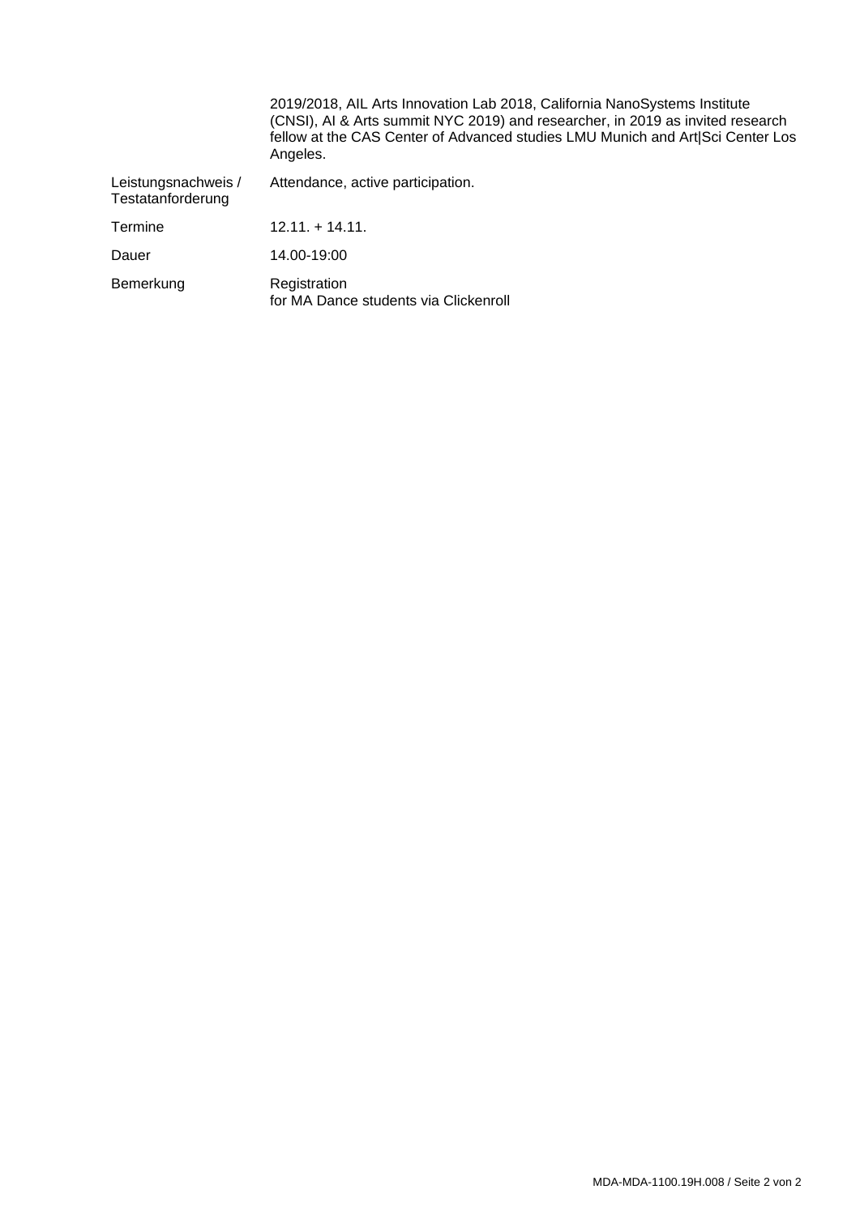| | |
|---|---|
| | 2019/2018, AIL Arts Innovation Lab 2018, California NanoSystems Institute (CNSI), AI & Arts summit NYC 2019) and researcher, in 2019 as invited research fellow at the CAS Center of Advanced studies LMU Munich and Art\|Sci Center Los Angeles. |
| Leistungsnachweis / Testatanforderung | Attendance, active participation. |
| Termine | 12.11. + 14.11. |
| Dauer | 14.00-19:00 |
| Bemerkung | Registration<br>for MA Dance students via Clickenroll |